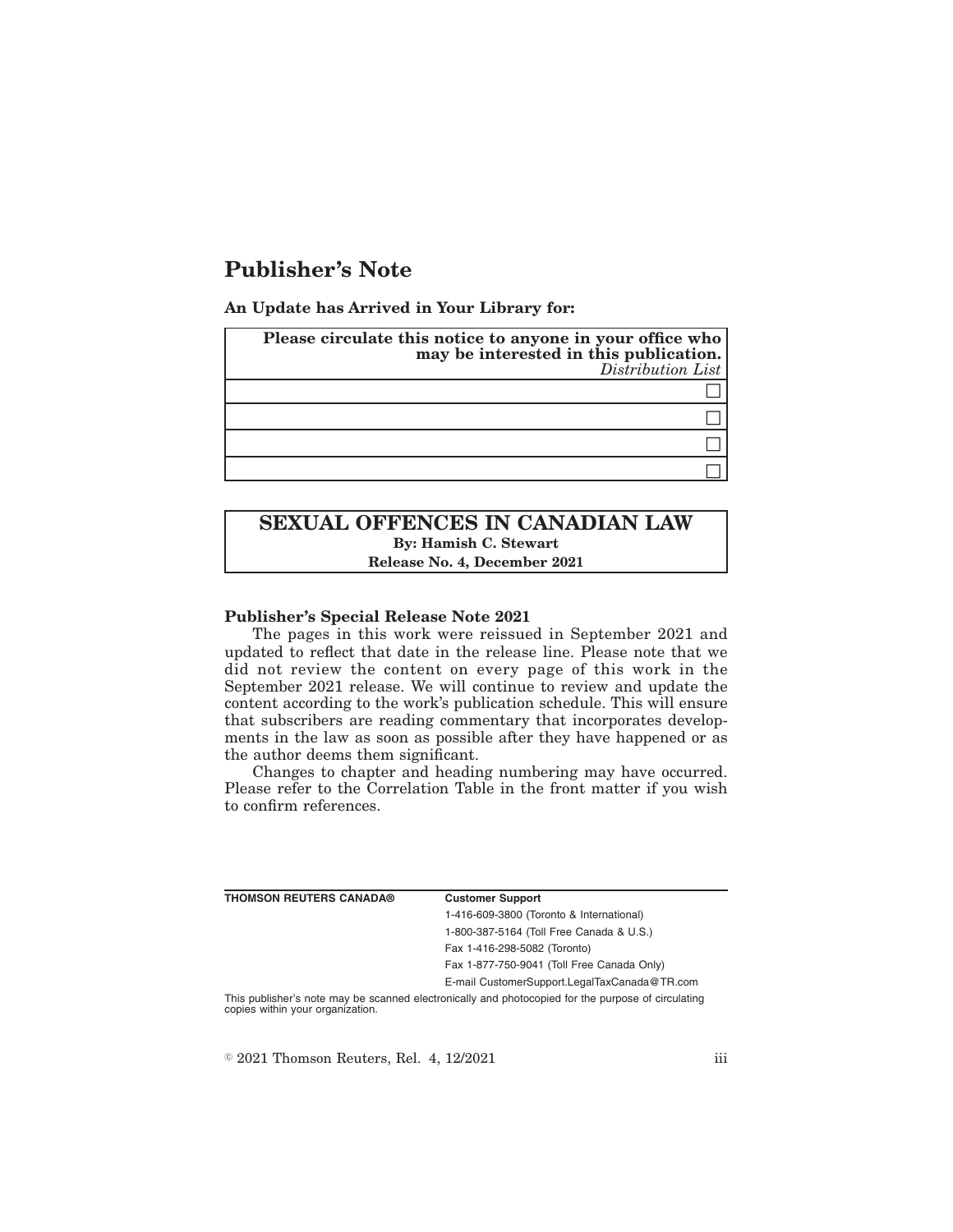# Publisher's Note

**An Update has Arrived in Your Library for:**

| **Please circulate this notice to anyone in your office who may be interested in this publication.** *Distribution List* |
| --- |
| ☐ |
| ☐ |
| ☐ |
| ☐ |

## SEXUAL OFFENCES IN CANADIAN LAW

**By: Hamish C. Stewart**

**Release No. 4, December 2021**

**Publisher's Special Release Note 2021**

The pages in this work were reissued in September 2021 and updated to reflect that date in the release line. Please note that we did not review the content on every page of this work in the September 2021 release. We will continue to review and update the content according to the work's publication schedule. This will ensure that subscribers are reading commentary that incorporates developments in the law as soon as possible after they have happened or as the author deems them significant.

Changes to chapter and heading numbering may have occurred. Please refer to the Correlation Table in the front matter if you wish to confirm references.

**THOMSON REUTERS CANADA®**

**Customer Support**

1-416-609-3800 (Toronto & International)

1-800-387-5164 (Toll Free Canada & U.S.)

Fax 1-416-298-5082 (Toronto)

Fax 1-877-750-9041 (Toll Free Canada Only)

E-mail CustomerSupport.LegalTaxCanada@TR.com

This publisher's note may be scanned electronically and photocopied for the purpose of circulating copies within your organization.

© 2021 Thomson Reuters, Rel. 4, 12/2021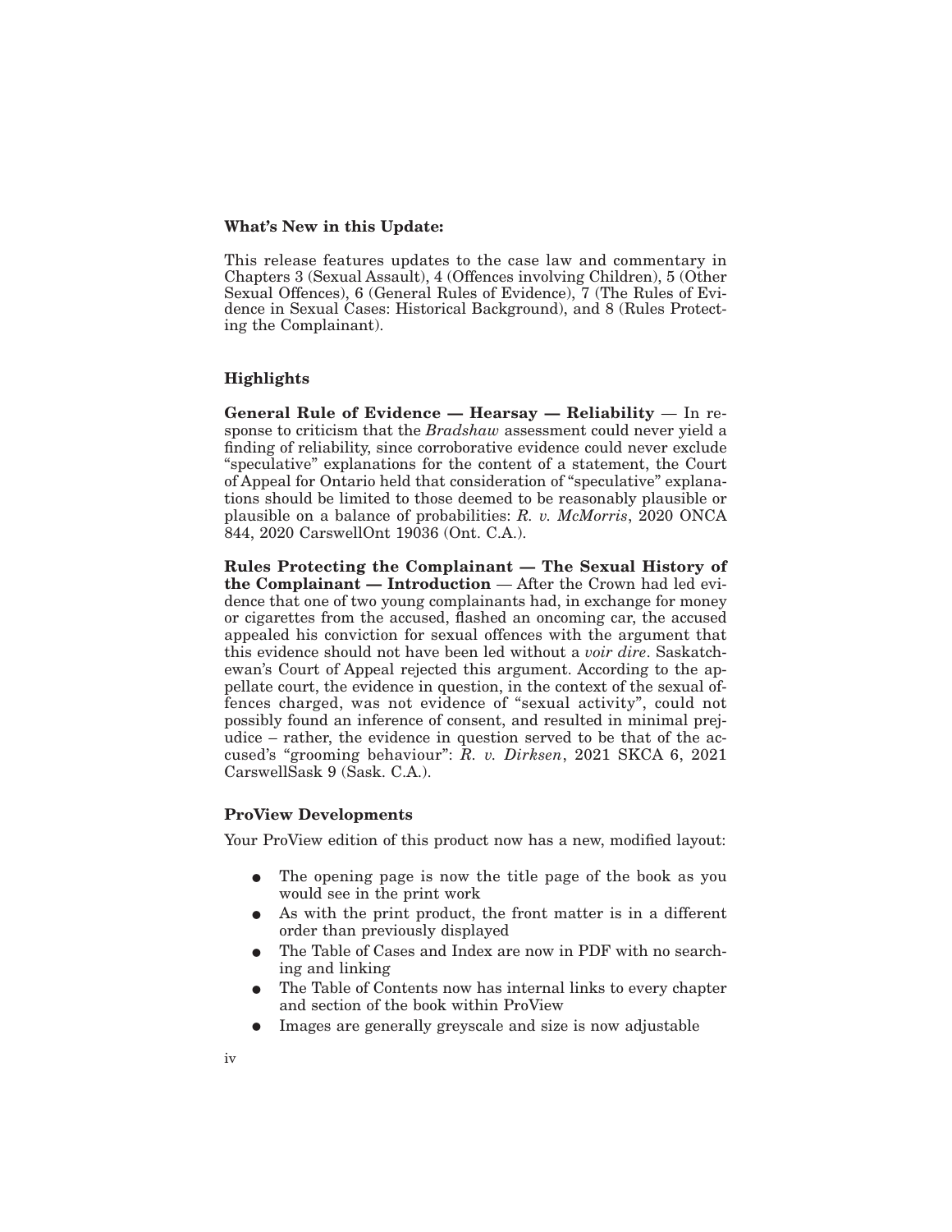**What's New in this Update:**

This release features updates to the case law and commentary in Chapters 3 (Sexual Assault), 4 (Offences involving Children), 5 (Other Sexual Offences), 6 (General Rules of Evidence), 7 (The Rules of Evidence in Sexual Cases: Historical Background), and 8 (Rules Protecting the Complainant).

**Highlights**

**General Rule of Evidence — Hearsay — Reliability** — In response to criticism that the *Bradshaw* assessment could never yield a finding of reliability, since corroborative evidence could never exclude "speculative" explanations for the content of a statement, the Court of Appeal for Ontario held that consideration of "speculative" explanations should be limited to those deemed to be reasonably plausible or plausible on a balance of probabilities: *R. v. McMorris*, 2020 ONCA 844, 2020 CarswellOnt 19036 (Ont. C.A.).

**Rules Protecting the Complainant — The Sexual History of the Complainant — Introduction** — After the Crown had led evidence that one of two young complainants had, in exchange for money or cigarettes from the accused, flashed an oncoming car, the accused appealed his conviction for sexual offences with the argument that this evidence should not have been led without a *voir dire*. Saskatchewan's Court of Appeal rejected this argument. According to the appellate court, the evidence in question, in the context of the sexual offences charged, was not evidence of "sexual activity", could not possibly found an inference of consent, and resulted in minimal prejudice – rather, the evidence in question served to be that of the accused's "grooming behaviour": *R. v. Dirksen*, 2021 SKCA 6, 2021 CarswellSask 9 (Sask. C.A.).

**ProView Developments**

Your ProView edition of this product now has a new, modified layout:

- The opening page is now the title page of the book as you would see in the print work
- As with the print product, the front matter is in a different order than previously displayed
- The Table of Cases and Index are now in PDF with no searching and linking
- The Table of Contents now has internal links to every chapter and section of the book within ProView
- Images are generally greyscale and size is now adjustable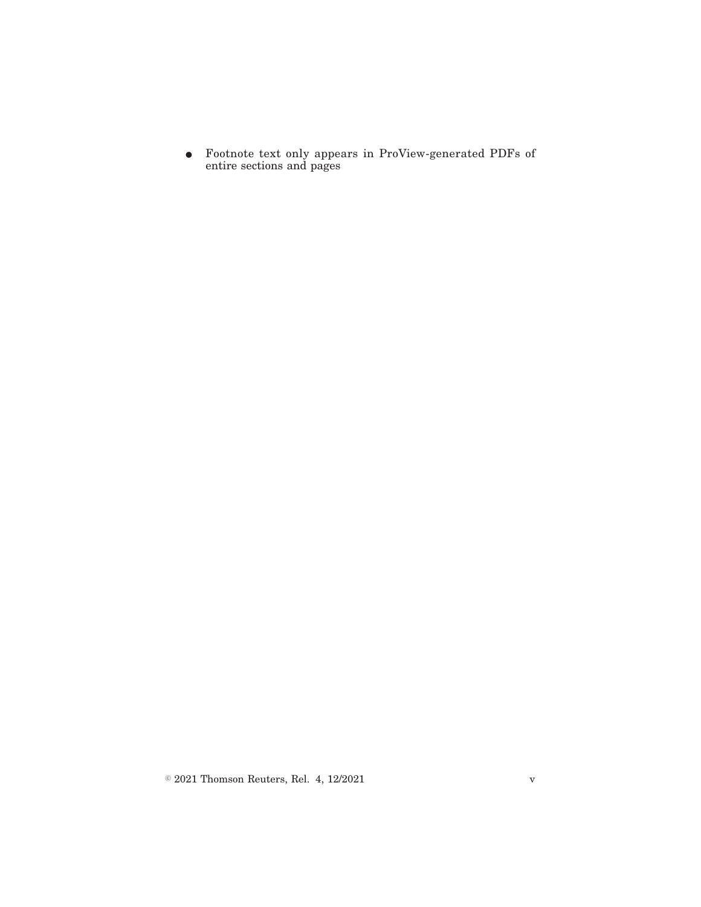- Footnote text only appears in ProView-generated PDFs of entire sections and pages